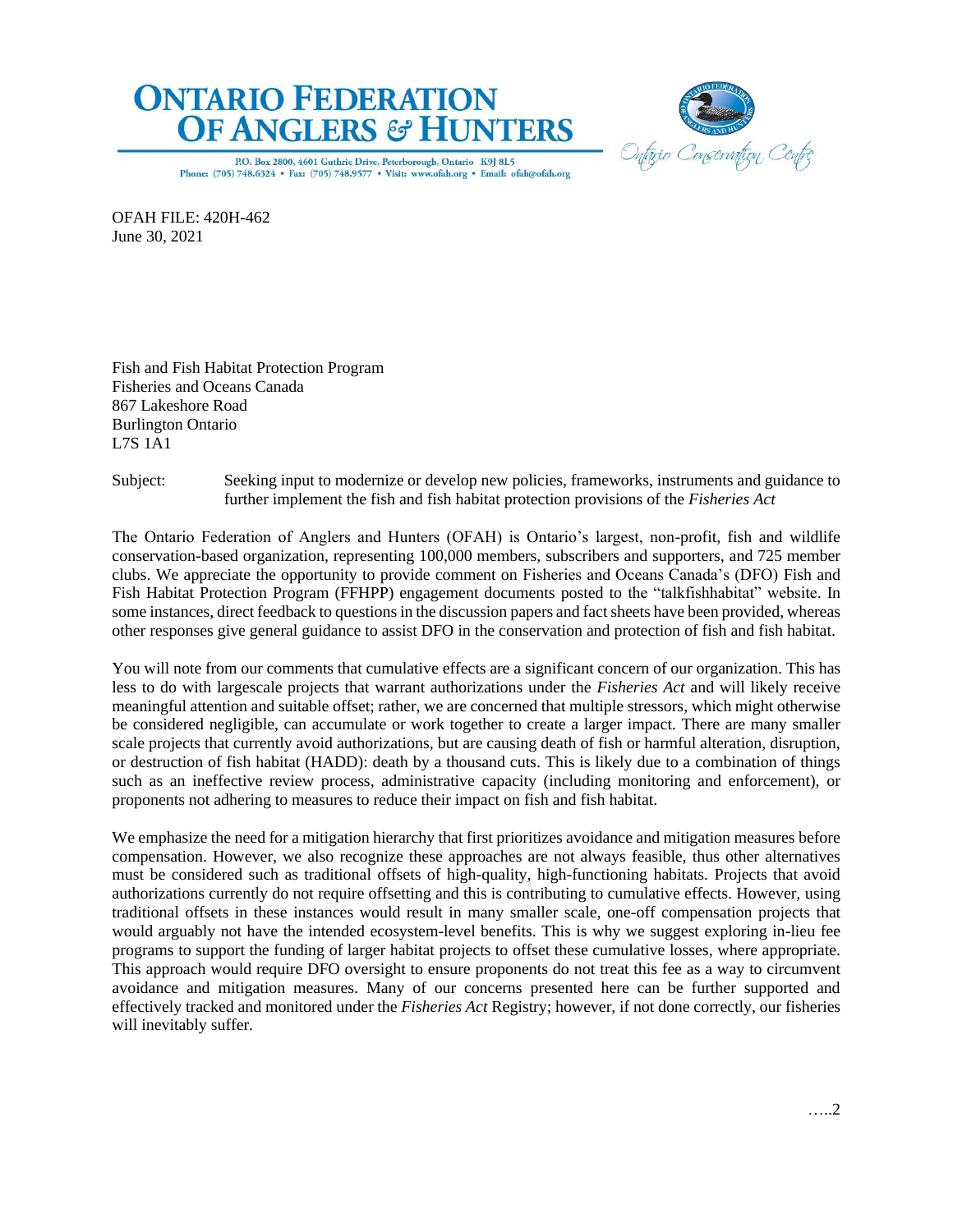# ONTARIO FEDERATION OF ANGLERS & HUNTERS

P.O. Box 2800, 4601 Guthrie Drive, Peterborough, Ontario K9J 8L5
Phone: (705) 748.6324 • Fax: (705) 748.9577 • Visit: www.ofah.org • Email: ofah@ofah.org

Ontario Conservation Centre

OFAH FILE: 420H-462
June 30, 2021

Fish and Fish Habitat Protection Program
Fisheries and Oceans Canada
867 Lakeshore Road
Burlington Ontario
L7S 1A1

Subject: Seeking input to modernize or develop new policies, frameworks, instruments and guidance to further implement the fish and fish habitat protection provisions of the *Fisheries Act*

The Ontario Federation of Anglers and Hunters (OFAH) is Ontario's largest, non-profit, fish and wildlife conservation-based organization, representing 100,000 members, subscribers and supporters, and 725 member clubs. We appreciate the opportunity to provide comment on Fisheries and Oceans Canada's (DFO) Fish and Fish Habitat Protection Program (FFHPP) engagement documents posted to the "talkfishhabitat" website. In some instances, direct feedback to questions in the discussion papers and fact sheets have been provided, whereas other responses give general guidance to assist DFO in the conservation and protection of fish and fish habitat.

You will note from our comments that cumulative effects are a significant concern of our organization. This has less to do with largescale projects that warrant authorizations under the *Fisheries Act* and will likely receive meaningful attention and suitable offset; rather, we are concerned that multiple stressors, which might otherwise be considered negligible, can accumulate or work together to create a larger impact. There are many smaller scale projects that currently avoid authorizations, but are causing death of fish or harmful alteration, disruption, or destruction of fish habitat (HADD): death by a thousand cuts. This is likely due to a combination of things such as an ineffective review process, administrative capacity (including monitoring and enforcement), or proponents not adhering to measures to reduce their impact on fish and fish habitat.

We emphasize the need for a mitigation hierarchy that first prioritizes avoidance and mitigation measures before compensation. However, we also recognize these approaches are not always feasible, thus other alternatives must be considered such as traditional offsets of high-quality, high-functioning habitats. Projects that avoid authorizations currently do not require offsetting and this is contributing to cumulative effects. However, using traditional offsets in these instances would result in many smaller scale, one-off compensation projects that would arguably not have the intended ecosystem-level benefits. This is why we suggest exploring in-lieu fee programs to support the funding of larger habitat projects to offset these cumulative losses, where appropriate. This approach would require DFO oversight to ensure proponents do not treat this fee as a way to circumvent avoidance and mitigation measures. Many of our concerns presented here can be further supported and effectively tracked and monitored under the *Fisheries Act* Registry; however, if not done correctly, our fisheries will inevitably suffer.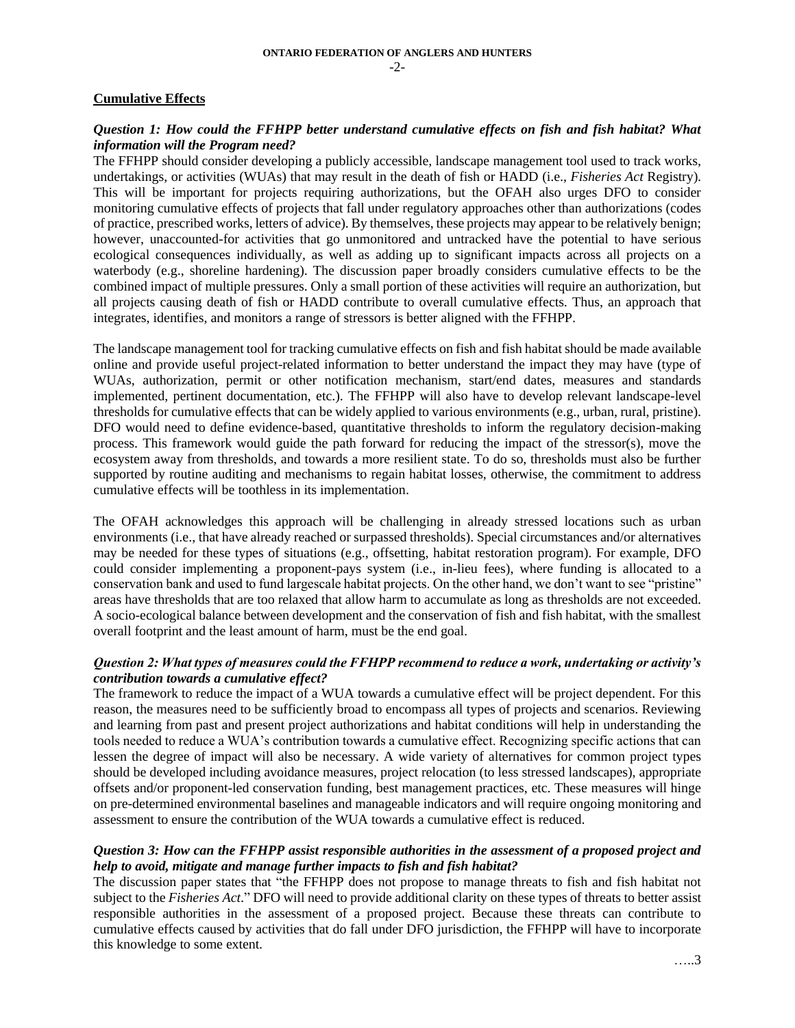## Cumulative Effects

***Question 1: How could the FFHPP better understand cumulative effects on fish and fish habitat? What information will the Program need?***

The FFHPP should consider developing a publicly accessible, landscape management tool used to track works, undertakings, or activities (WUAs) that may result in the death of fish or HADD (i.e., *Fisheries Act* Registry). This will be important for projects requiring authorizations, but the OFAH also urges DFO to consider monitoring cumulative effects of projects that fall under regulatory approaches other than authorizations (codes of practice, prescribed works, letters of advice). By themselves, these projects may appear to be relatively benign; however, unaccounted-for activities that go unmonitored and untracked have the potential to have serious ecological consequences individually, as well as adding up to significant impacts across all projects on a waterbody (e.g., shoreline hardening). The discussion paper broadly considers cumulative effects to be the combined impact of multiple pressures. Only a small portion of these activities will require an authorization, but all projects causing death of fish or HADD contribute to overall cumulative effects. Thus, an approach that integrates, identifies, and monitors a range of stressors is better aligned with the FFHPP.

The landscape management tool for tracking cumulative effects on fish and fish habitat should be made available online and provide useful project-related information to better understand the impact they may have (type of WUAs, authorization, permit or other notification mechanism, start/end dates, measures and standards implemented, pertinent documentation, etc.). The FFHPP will also have to develop relevant landscape-level thresholds for cumulative effects that can be widely applied to various environments (e.g., urban, rural, pristine). DFO would need to define evidence-based, quantitative thresholds to inform the regulatory decision-making process. This framework would guide the path forward for reducing the impact of the stressor(s), move the ecosystem away from thresholds, and towards a more resilient state. To do so, thresholds must also be further supported by routine auditing and mechanisms to regain habitat losses, otherwise, the commitment to address cumulative effects will be toothless in its implementation.

The OFAH acknowledges this approach will be challenging in already stressed locations such as urban environments (i.e., that have already reached or surpassed thresholds). Special circumstances and/or alternatives may be needed for these types of situations (e.g., offsetting, habitat restoration program). For example, DFO could consider implementing a proponent-pays system (i.e., in-lieu fees), where funding is allocated to a conservation bank and used to fund largescale habitat projects. On the other hand, we don't want to see "pristine" areas have thresholds that are too relaxed that allow harm to accumulate as long as thresholds are not exceeded. A socio-ecological balance between development and the conservation of fish and fish habitat, with the smallest overall footprint and the least amount of harm, must be the end goal.

***Question 2: What types of measures could the FFHPP recommend to reduce a work, undertaking or activity's contribution towards a cumulative effect?***

The framework to reduce the impact of a WUA towards a cumulative effect will be project dependent. For this reason, the measures need to be sufficiently broad to encompass all types of projects and scenarios. Reviewing and learning from past and present project authorizations and habitat conditions will help in understanding the tools needed to reduce a WUA's contribution towards a cumulative effect. Recognizing specific actions that can lessen the degree of impact will also be necessary. A wide variety of alternatives for common project types should be developed including avoidance measures, project relocation (to less stressed landscapes), appropriate offsets and/or proponent-led conservation funding, best management practices, etc. These measures will hinge on pre-determined environmental baselines and manageable indicators and will require ongoing monitoring and assessment to ensure the contribution of the WUA towards a cumulative effect is reduced.

***Question 3: How can the FFHPP assist responsible authorities in the assessment of a proposed project and help to avoid, mitigate and manage further impacts to fish and fish habitat?***

The discussion paper states that "the FFHPP does not propose to manage threats to fish and fish habitat not subject to the *Fisheries Act*." DFO will need to provide additional clarity on these types of threats to better assist responsible authorities in the assessment of a proposed project. Because these threats can contribute to cumulative effects caused by activities that do fall under DFO jurisdiction, the FFHPP will have to incorporate this knowledge to some extent.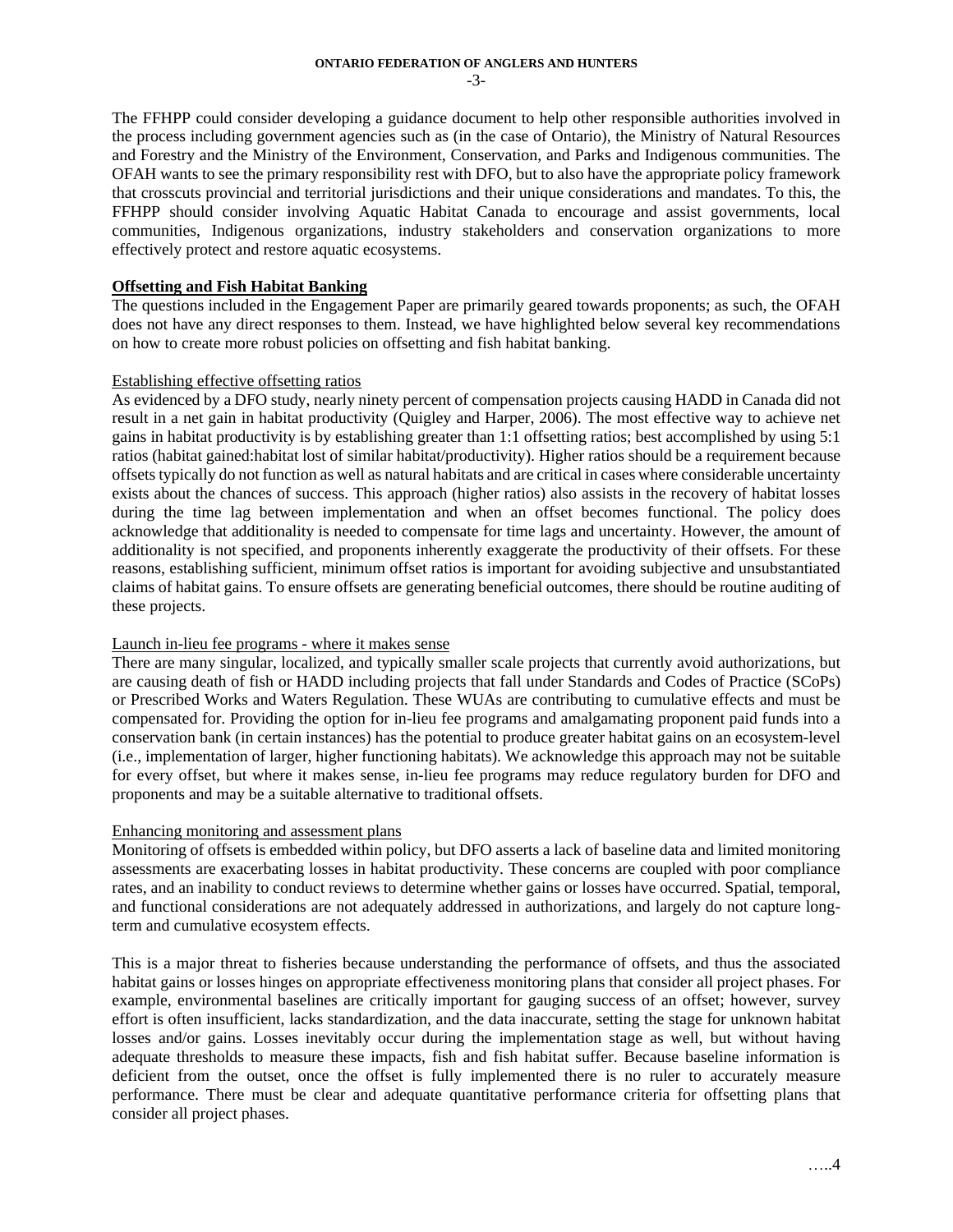The FFHPP could consider developing a guidance document to help other responsible authorities involved in the process including government agencies such as (in the case of Ontario), the Ministry of Natural Resources and Forestry and the Ministry of the Environment, Conservation, and Parks and Indigenous communities. The OFAH wants to see the primary responsibility rest with DFO, but to also have the appropriate policy framework that crosscuts provincial and territorial jurisdictions and their unique considerations and mandates. To this, the FFHPP should consider involving Aquatic Habitat Canada to encourage and assist governments, local communities, Indigenous organizations, industry stakeholders and conservation organizations to more effectively protect and restore aquatic ecosystems.

## Offsetting and Fish Habitat Banking

The questions included in the Engagement Paper are primarily geared towards proponents; as such, the OFAH does not have any direct responses to them. Instead, we have highlighted below several key recommendations on how to create more robust policies on offsetting and fish habitat banking.

### Establishing effective offsetting ratios

As evidenced by a DFO study, nearly ninety percent of compensation projects causing HADD in Canada did not result in a net gain in habitat productivity (Quigley and Harper, 2006). The most effective way to achieve net gains in habitat productivity is by establishing greater than 1:1 offsetting ratios; best accomplished by using 5:1 ratios (habitat gained:habitat lost of similar habitat/productivity). Higher ratios should be a requirement because offsets typically do not function as well as natural habitats and are critical in cases where considerable uncertainty exists about the chances of success. This approach (higher ratios) also assists in the recovery of habitat losses during the time lag between implementation and when an offset becomes functional. The policy does acknowledge that additionality is needed to compensate for time lags and uncertainty. However, the amount of additionality is not specified, and proponents inherently exaggerate the productivity of their offsets. For these reasons, establishing sufficient, minimum offset ratios is important for avoiding subjective and unsubstantiated claims of habitat gains. To ensure offsets are generating beneficial outcomes, there should be routine auditing of these projects.

### Launch in-lieu fee programs - where it makes sense

There are many singular, localized, and typically smaller scale projects that currently avoid authorizations, but are causing death of fish or HADD including projects that fall under Standards and Codes of Practice (SCoPs) or Prescribed Works and Waters Regulation. These WUAs are contributing to cumulative effects and must be compensated for. Providing the option for in-lieu fee programs and amalgamating proponent paid funds into a conservation bank (in certain instances) has the potential to produce greater habitat gains on an ecosystem-level (i.e., implementation of larger, higher functioning habitats). We acknowledge this approach may not be suitable for every offset, but where it makes sense, in-lieu fee programs may reduce regulatory burden for DFO and proponents and may be a suitable alternative to traditional offsets.

### Enhancing monitoring and assessment plans

Monitoring of offsets is embedded within policy, but DFO asserts a lack of baseline data and limited monitoring assessments are exacerbating losses in habitat productivity. These concerns are coupled with poor compliance rates, and an inability to conduct reviews to determine whether gains or losses have occurred. Spatial, temporal, and functional considerations are not adequately addressed in authorizations, and largely do not capture long-term and cumulative ecosystem effects.

This is a major threat to fisheries because understanding the performance of offsets, and thus the associated habitat gains or losses hinges on appropriate effectiveness monitoring plans that consider all project phases. For example, environmental baselines are critically important for gauging success of an offset; however, survey effort is often insufficient, lacks standardization, and the data inaccurate, setting the stage for unknown habitat losses and/or gains. Losses inevitably occur during the implementation stage as well, but without having adequate thresholds to measure these impacts, fish and fish habitat suffer. Because baseline information is deficient from the outset, once the offset is fully implemented there is no ruler to accurately measure performance. There must be clear and adequate quantitative performance criteria for offsetting plans that consider all project phases.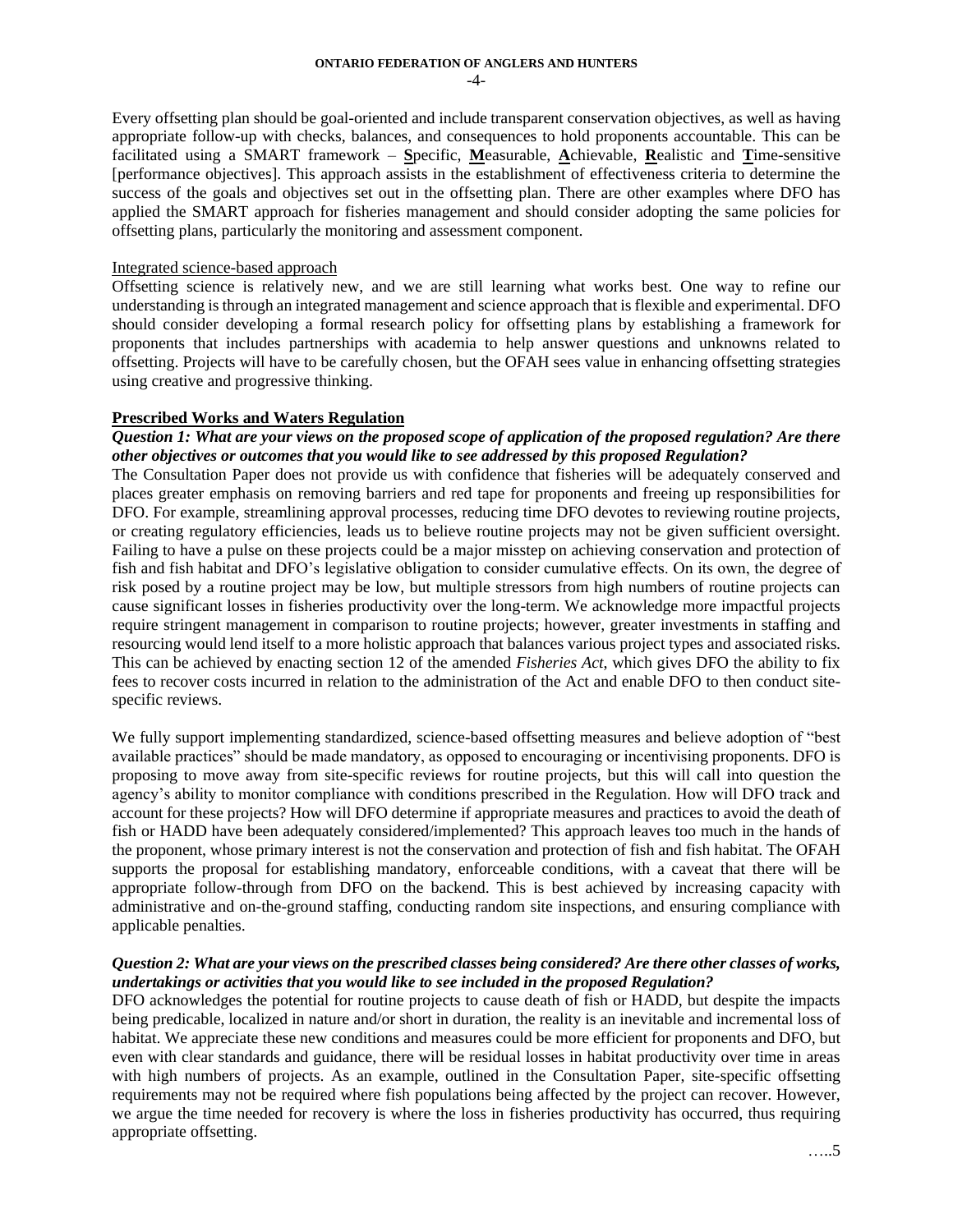Every offsetting plan should be goal-oriented and include transparent conservation objectives, as well as having appropriate follow-up with checks, balances, and consequences to hold proponents accountable. This can be facilitated using a SMART framework – **S**pecific, **M**easurable, **A**chievable, **R**ealistic and **T**ime-sensitive [performance objectives]. This approach assists in the establishment of effectiveness criteria to determine the success of the goals and objectives set out in the offsetting plan. There are other examples where DFO has applied the SMART approach for fisheries management and should consider adopting the same policies for offsetting plans, particularly the monitoring and assessment component.

Integrated science-based approach

Offsetting science is relatively new, and we are still learning what works best. One way to refine our understanding is through an integrated management and science approach that is flexible and experimental. DFO should consider developing a formal research policy for offsetting plans by establishing a framework for proponents that includes partnerships with academia to help answer questions and unknowns related to offsetting. Projects will have to be carefully chosen, but the OFAH sees value in enhancing offsetting strategies using creative and progressive thinking.

## Prescribed Works and Waters Regulation

***Question 1: What are your views on the proposed scope of application of the proposed regulation? Are there other objectives or outcomes that you would like to see addressed by this proposed Regulation?***

The Consultation Paper does not provide us with confidence that fisheries will be adequately conserved and places greater emphasis on removing barriers and red tape for proponents and freeing up responsibilities for DFO. For example, streamlining approval processes, reducing time DFO devotes to reviewing routine projects, or creating regulatory efficiencies, leads us to believe routine projects may not be given sufficient oversight. Failing to have a pulse on these projects could be a major misstep on achieving conservation and protection of fish and fish habitat and DFO's legislative obligation to consider cumulative effects. On its own, the degree of risk posed by a routine project may be low, but multiple stressors from high numbers of routine projects can cause significant losses in fisheries productivity over the long-term. We acknowledge more impactful projects require stringent management in comparison to routine projects; however, greater investments in staffing and resourcing would lend itself to a more holistic approach that balances various project types and associated risks. This can be achieved by enacting section 12 of the amended *Fisheries Act*, which gives DFO the ability to fix fees to recover costs incurred in relation to the administration of the Act and enable DFO to then conduct site-specific reviews.

We fully support implementing standardized, science-based offsetting measures and believe adoption of "best available practices" should be made mandatory, as opposed to encouraging or incentivising proponents. DFO is proposing to move away from site-specific reviews for routine projects, but this will call into question the agency's ability to monitor compliance with conditions prescribed in the Regulation. How will DFO track and account for these projects? How will DFO determine if appropriate measures and practices to avoid the death of fish or HADD have been adequately considered/implemented? This approach leaves too much in the hands of the proponent, whose primary interest is not the conservation and protection of fish and fish habitat. The OFAH supports the proposal for establishing mandatory, enforceable conditions, with a caveat that there will be appropriate follow-through from DFO on the backend. This is best achieved by increasing capacity with administrative and on-the-ground staffing, conducting random site inspections, and ensuring compliance with applicable penalties.

***Question 2: What are your views on the prescribed classes being considered? Are there other classes of works, undertakings or activities that you would like to see included in the proposed Regulation?***

DFO acknowledges the potential for routine projects to cause death of fish or HADD, but despite the impacts being predicable, localized in nature and/or short in duration, the reality is an inevitable and incremental loss of habitat. We appreciate these new conditions and measures could be more efficient for proponents and DFO, but even with clear standards and guidance, there will be residual losses in habitat productivity over time in areas with high numbers of projects. As an example, outlined in the Consultation Paper, site-specific offsetting requirements may not be required where fish populations being affected by the project can recover. However, we argue the time needed for recovery is where the loss in fisheries productivity has occurred, thus requiring appropriate offsetting.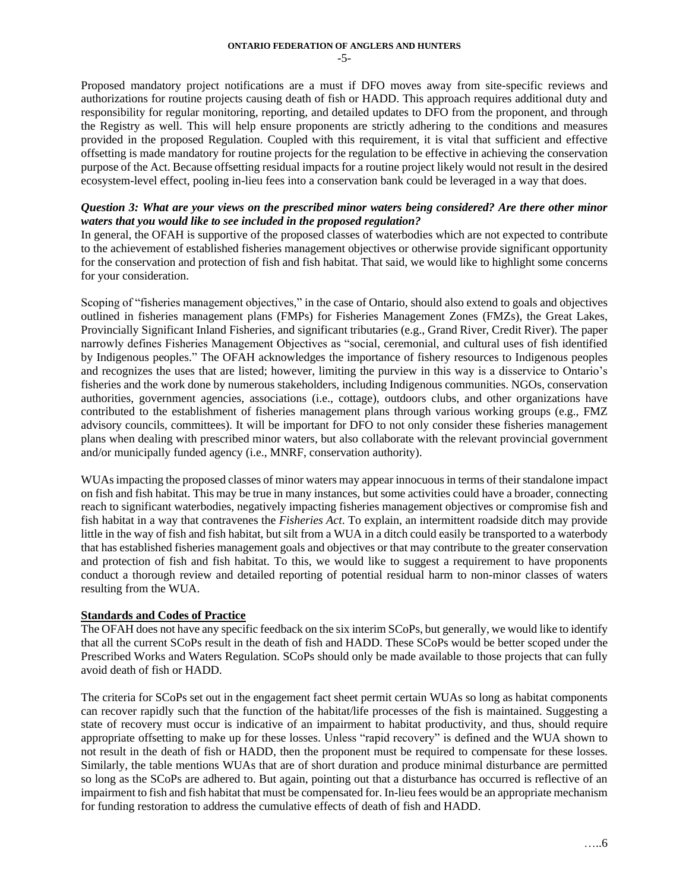Proposed mandatory project notifications are a must if DFO moves away from site-specific reviews and authorizations for routine projects causing death of fish or HADD. This approach requires additional duty and responsibility for regular monitoring, reporting, and detailed updates to DFO from the proponent, and through the Registry as well. This will help ensure proponents are strictly adhering to the conditions and measures provided in the proposed Regulation. Coupled with this requirement, it is vital that sufficient and effective offsetting is made mandatory for routine projects for the regulation to be effective in achieving the conservation purpose of the Act. Because offsetting residual impacts for a routine project likely would not result in the desired ecosystem-level effect, pooling in-lieu fees into a conservation bank could be leveraged in a way that does.

***Question 3: What are your views on the prescribed minor waters being considered? Are there other minor waters that you would like to see included in the proposed regulation?***

In general, the OFAH is supportive of the proposed classes of waterbodies which are not expected to contribute to the achievement of established fisheries management objectives or otherwise provide significant opportunity for the conservation and protection of fish and fish habitat. That said, we would like to highlight some concerns for your consideration.

Scoping of "fisheries management objectives," in the case of Ontario, should also extend to goals and objectives outlined in fisheries management plans (FMPs) for Fisheries Management Zones (FMZs), the Great Lakes, Provincially Significant Inland Fisheries, and significant tributaries (e.g., Grand River, Credit River). The paper narrowly defines Fisheries Management Objectives as "social, ceremonial, and cultural uses of fish identified by Indigenous peoples." The OFAH acknowledges the importance of fishery resources to Indigenous peoples and recognizes the uses that are listed; however, limiting the purview in this way is a disservice to Ontario's fisheries and the work done by numerous stakeholders, including Indigenous communities. NGOs, conservation authorities, government agencies, associations (i.e., cottage), outdoors clubs, and other organizations have contributed to the establishment of fisheries management plans through various working groups (e.g., FMZ advisory councils, committees). It will be important for DFO to not only consider these fisheries management plans when dealing with prescribed minor waters, but also collaborate with the relevant provincial government and/or municipally funded agency (i.e., MNRF, conservation authority).

WUAs impacting the proposed classes of minor waters may appear innocuous in terms of their standalone impact on fish and fish habitat. This may be true in many instances, but some activities could have a broader, connecting reach to significant waterbodies, negatively impacting fisheries management objectives or compromise fish and fish habitat in a way that contravenes the *Fisheries Act*. To explain, an intermittent roadside ditch may provide little in the way of fish and fish habitat, but silt from a WUA in a ditch could easily be transported to a waterbody that has established fisheries management goals and objectives or that may contribute to the greater conservation and protection of fish and fish habitat. To this, we would like to suggest a requirement to have proponents conduct a thorough review and detailed reporting of potential residual harm to non-minor classes of waters resulting from the WUA.

**Standards and Codes of Practice**

The OFAH does not have any specific feedback on the six interim SCoPs, but generally, we would like to identify that all the current SCoPs result in the death of fish and HADD. These SCoPs would be better scoped under the Prescribed Works and Waters Regulation. SCoPs should only be made available to those projects that can fully avoid death of fish or HADD.

The criteria for SCoPs set out in the engagement fact sheet permit certain WUAs so long as habitat components can recover rapidly such that the function of the habitat/life processes of the fish is maintained. Suggesting a state of recovery must occur is indicative of an impairment to habitat productivity, and thus, should require appropriate offsetting to make up for these losses. Unless "rapid recovery" is defined and the WUA shown to not result in the death of fish or HADD, then the proponent must be required to compensate for these losses. Similarly, the table mentions WUAs that are of short duration and produce minimal disturbance are permitted so long as the SCoPs are adhered to. But again, pointing out that a disturbance has occurred is reflective of an impairment to fish and fish habitat that must be compensated for. In-lieu fees would be an appropriate mechanism for funding restoration to address the cumulative effects of death of fish and HADD.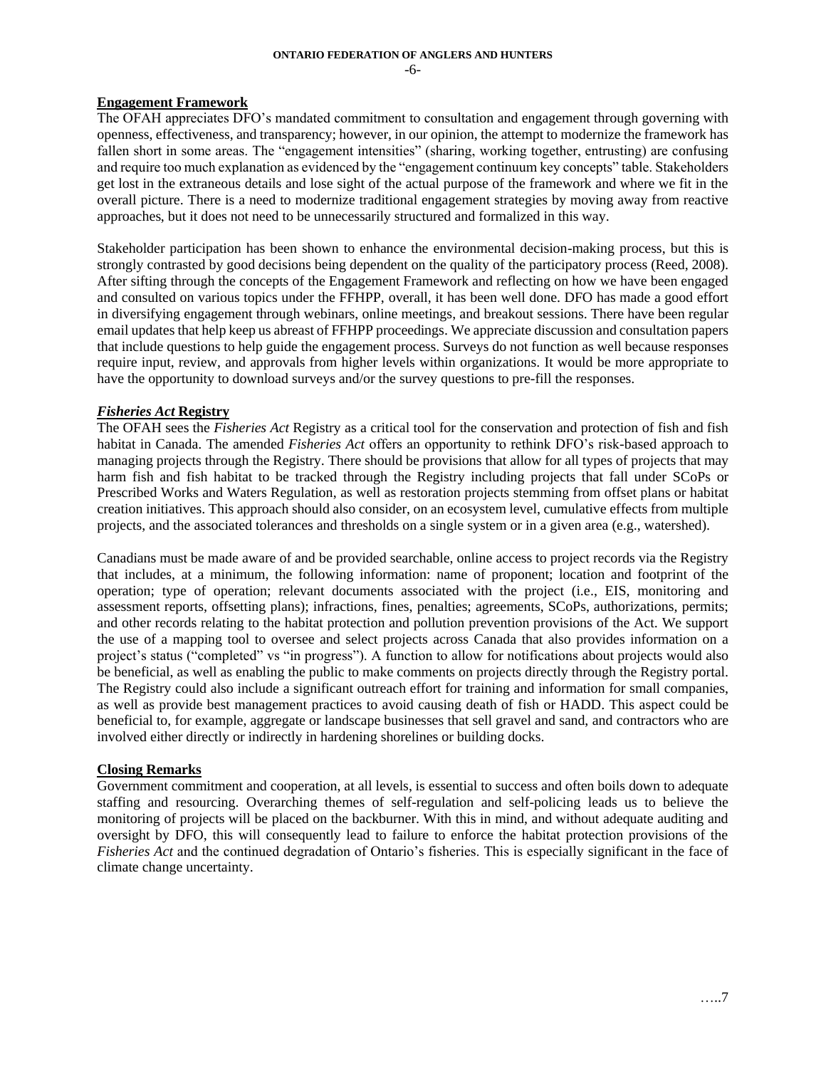## Engagement Framework

The OFAH appreciates DFO's mandated commitment to consultation and engagement through governing with openness, effectiveness, and transparency; however, in our opinion, the attempt to modernize the framework has fallen short in some areas. The "engagement intensities" (sharing, working together, entrusting) are confusing and require too much explanation as evidenced by the "engagement continuum key concepts" table. Stakeholders get lost in the extraneous details and lose sight of the actual purpose of the framework and where we fit in the overall picture. There is a need to modernize traditional engagement strategies by moving away from reactive approaches, but it does not need to be unnecessarily structured and formalized in this way.

Stakeholder participation has been shown to enhance the environmental decision-making process, but this is strongly contrasted by good decisions being dependent on the quality of the participatory process (Reed, 2008). After sifting through the concepts of the Engagement Framework and reflecting on how we have been engaged and consulted on various topics under the FFHPP, overall, it has been well done. DFO has made a good effort in diversifying engagement through webinars, online meetings, and breakout sessions. There have been regular email updates that help keep us abreast of FFHPP proceedings. We appreciate discussion and consultation papers that include questions to help guide the engagement process. Surveys do not function as well because responses require input, review, and approvals from higher levels within organizations. It would be more appropriate to have the opportunity to download surveys and/or the survey questions to pre-fill the responses.

## *Fisheries Act* Registry

The OFAH sees the *Fisheries Act* Registry as a critical tool for the conservation and protection of fish and fish habitat in Canada. The amended *Fisheries Act* offers an opportunity to rethink DFO's risk-based approach to managing projects through the Registry. There should be provisions that allow for all types of projects that may harm fish and fish habitat to be tracked through the Registry including projects that fall under SCoPs or Prescribed Works and Waters Regulation, as well as restoration projects stemming from offset plans or habitat creation initiatives. This approach should also consider, on an ecosystem level, cumulative effects from multiple projects, and the associated tolerances and thresholds on a single system or in a given area (e.g., watershed).

Canadians must be made aware of and be provided searchable, online access to project records via the Registry that includes, at a minimum, the following information: name of proponent; location and footprint of the operation; type of operation; relevant documents associated with the project (i.e., EIS, monitoring and assessment reports, offsetting plans); infractions, fines, penalties; agreements, SCoPs, authorizations, permits; and other records relating to the habitat protection and pollution prevention provisions of the Act. We support the use of a mapping tool to oversee and select projects across Canada that also provides information on a project's status ("completed" vs "in progress"). A function to allow for notifications about projects would also be beneficial, as well as enabling the public to make comments on projects directly through the Registry portal. The Registry could also include a significant outreach effort for training and information for small companies, as well as provide best management practices to avoid causing death of fish or HADD. This aspect could be beneficial to, for example, aggregate or landscape businesses that sell gravel and sand, and contractors who are involved either directly or indirectly in hardening shorelines or building docks.

## Closing Remarks

Government commitment and cooperation, at all levels, is essential to success and often boils down to adequate staffing and resourcing. Overarching themes of self-regulation and self-policing leads us to believe the monitoring of projects will be placed on the backburner. With this in mind, and without adequate auditing and oversight by DFO, this will consequently lead to failure to enforce the habitat protection provisions of the *Fisheries Act* and the continued degradation of Ontario's fisheries. This is especially significant in the face of climate change uncertainty.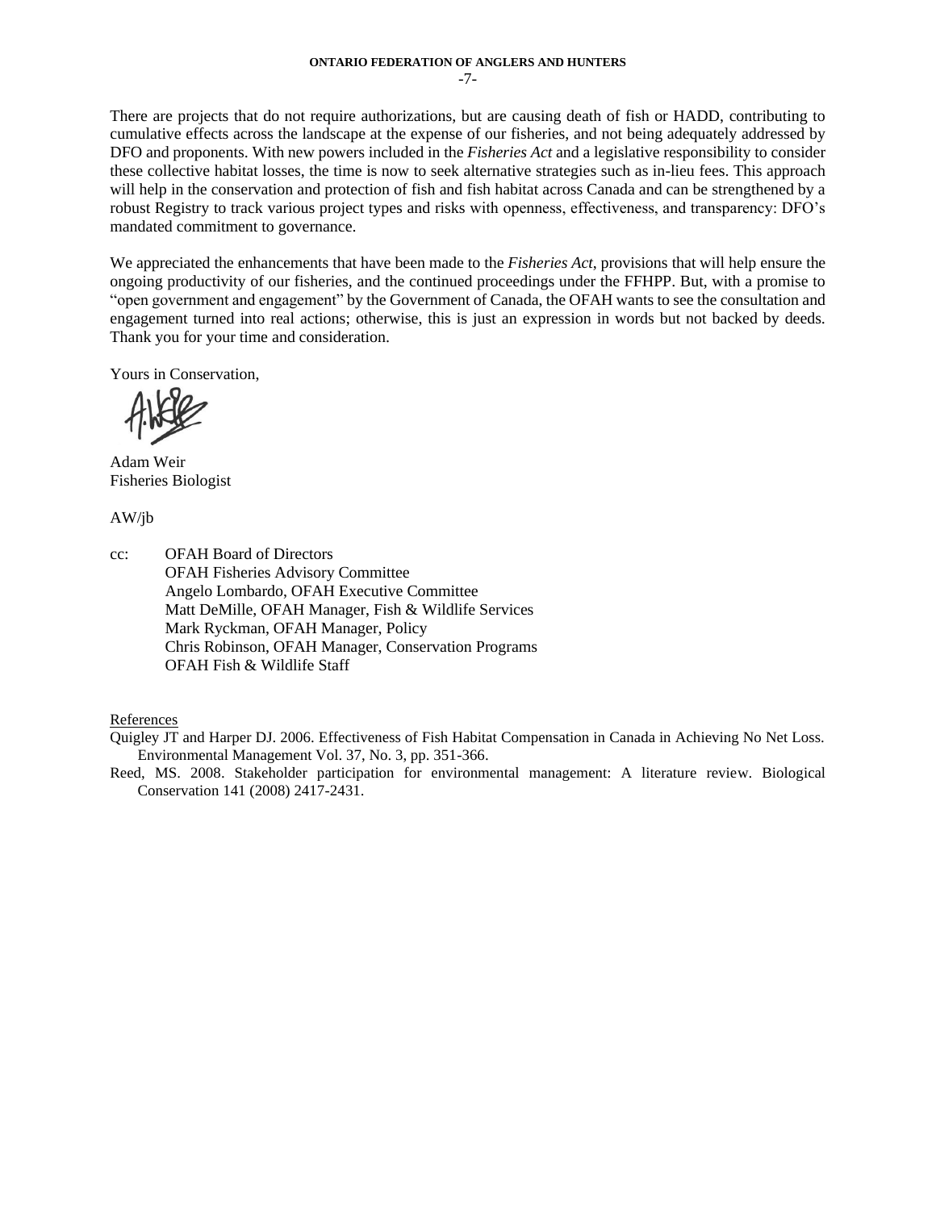There are projects that do not require authorizations, but are causing death of fish or HADD, contributing to cumulative effects across the landscape at the expense of our fisheries, and not being adequately addressed by DFO and proponents. With new powers included in the *Fisheries Act* and a legislative responsibility to consider these collective habitat losses, the time is now to seek alternative strategies such as in-lieu fees. This approach will help in the conservation and protection of fish and fish habitat across Canada and can be strengthened by a robust Registry to track various project types and risks with openness, effectiveness, and transparency: DFO's mandated commitment to governance.

We appreciated the enhancements that have been made to the *Fisheries Act*, provisions that will help ensure the ongoing productivity of our fisheries, and the continued proceedings under the FFHPP. But, with a promise to "open government and engagement" by the Government of Canada, the OFAH wants to see the consultation and engagement turned into real actions; otherwise, this is just an expression in words but not backed by deeds. Thank you for your time and consideration.

Yours in Conservation,

Adam Weir
Fisheries Biologist

AW/jb

cc: OFAH Board of Directors
OFAH Fisheries Advisory Committee
Angelo Lombardo, OFAH Executive Committee
Matt DeMille, OFAH Manager, Fish & Wildlife Services
Mark Ryckman, OFAH Manager, Policy
Chris Robinson, OFAH Manager, Conservation Programs
OFAH Fish & Wildlife Staff

References

Quigley JT and Harper DJ. 2006. Effectiveness of Fish Habitat Compensation in Canada in Achieving No Net Loss. Environmental Management Vol. 37, No. 3, pp. 351-366.

Reed, MS. 2008. Stakeholder participation for environmental management: A literature review. Biological Conservation 141 (2008) 2417-2431.